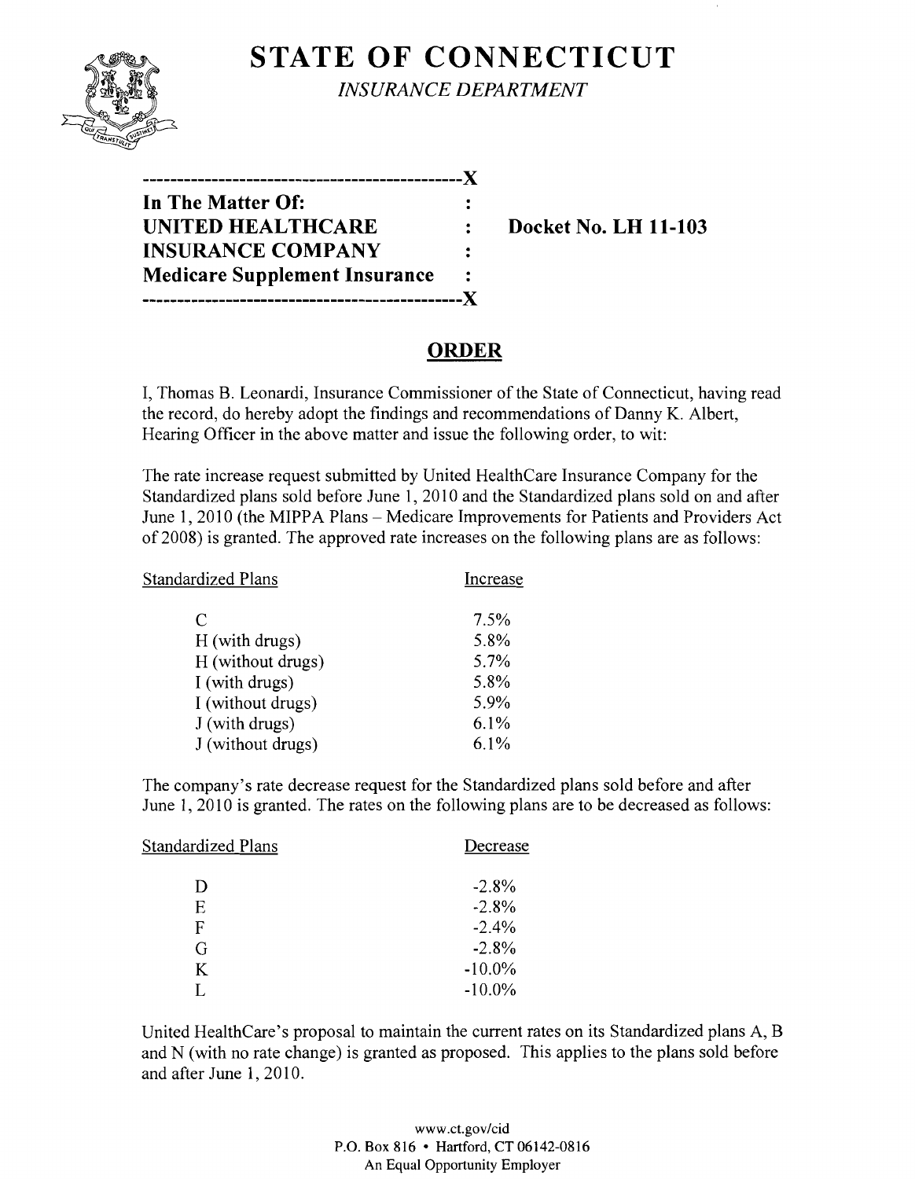# STATE OF CONNECTICUT

*INSURANCE DEPARTMENT*

---------------------------------------------X

**In The Matter Of:** :

**UNITED HEALTHCARE** : **Docket No. LH 11-103**

**INSURANCE COMPANY** :

**Medicare Supplement Insurance** :

---------------------------------------------X

## ORDER

I, Thomas B. Leonardi, Insurance Commissioner of the State of Connecticut, having read the record, do hereby adopt the findings and recommendations of Danny K. Albert, Hearing Officer in the above matter and issue the following order, to wit:

The rate increase request submitted by United HealthCare Insurance Company for the Standardized plans sold before June 1, 2010 and the Standardized plans sold on and after June 1, 2010 (the MIPPA Plans – Medicare Improvements for Patients and Providers Act of 2008) is granted. The approved rate increases on the following plans are as follows:

| Standardized Plans | Increase |
|---|---|
| C | 7.5% |
| H (with drugs) | 5.8% |
| H (without drugs) | 5.7% |
| I (with drugs) | 5.8% |
| I (without drugs) | 5.9% |
| J (with drugs) | 6.1% |
| J (without drugs) | 6.1% |

The company's rate decrease request for the Standardized plans sold before and after June 1, 2010 is granted. The rates on the following plans are to be decreased as follows:

| Standardized Plans | Decrease |
|---|---|
| D | -2.8% |
| E | -2.8% |
| F | -2.4% |
| G | -2.8% |
| K | -10.0% |
| L | -10.0% |

United HealthCare's proposal to maintain the current rates on its Standardized plans A, B and N (with no rate change) is granted as proposed. This applies to the plans sold before and after June 1, 2010.

www.ct.gov/cid
P.O. Box 816 • Hartford, CT 06142-0816
An Equal Opportunity Employer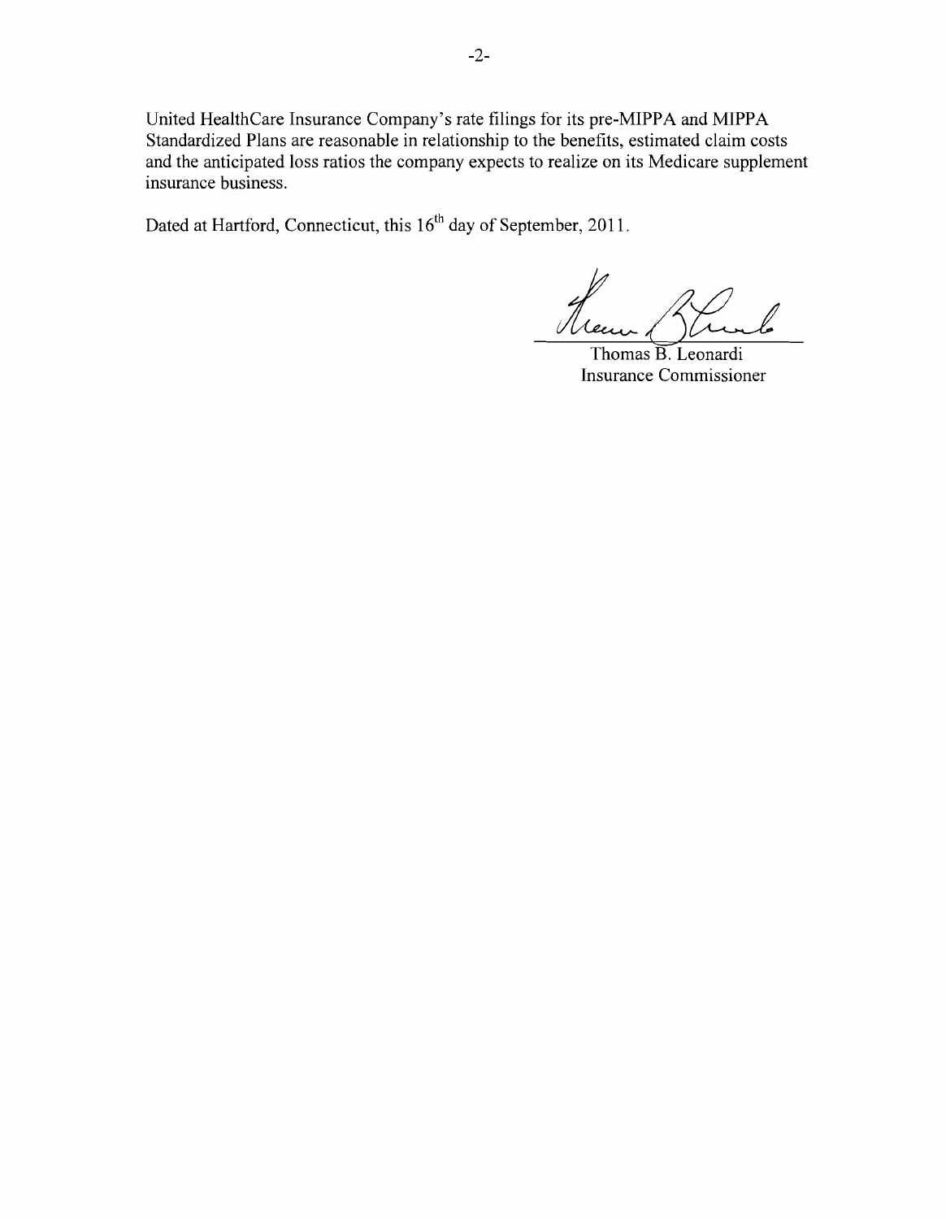United HealthCare Insurance Company's rate filings for its pre-MIPPA and MIPPA Standardized Plans are reasonable in relationship to the benefits, estimated claim costs and the anticipated loss ratios the company expects to realize on its Medicare supplement insurance business.

Dated at Hartford, Connecticut, this 16th day of September, 2011.

Thomas B. Leonardi
Insurance Commissioner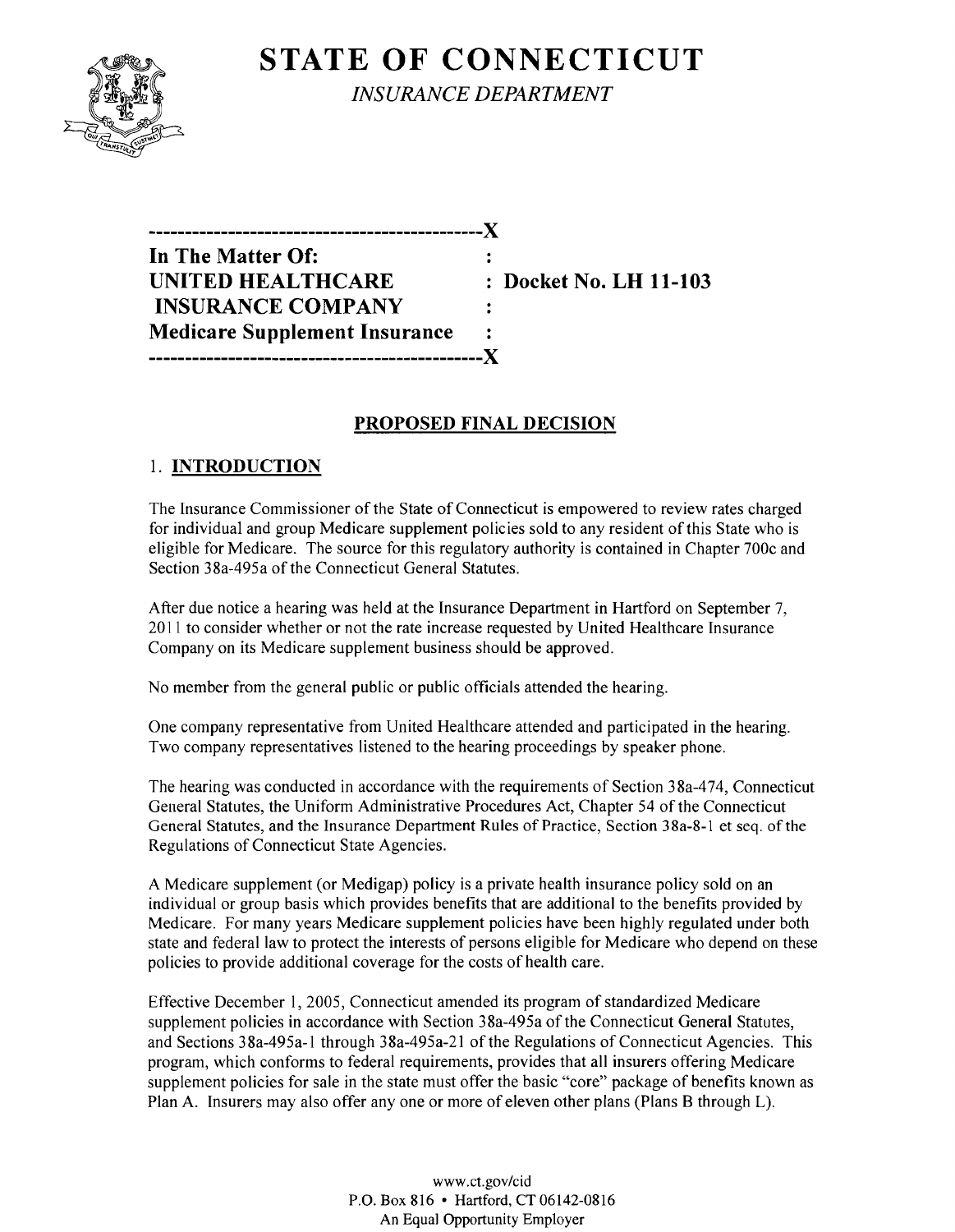# STATE OF CONNECTICUT

*INSURANCE DEPARTMENT*

```
----------------------------------------------X
In The Matter Of:                              :
UNITED HEALTHCARE                              : Docket No. LH 11-103
 INSURANCE COMPANY                             :
Medicare Supplement Insurance                  :
----------------------------------------------X
```

## PROPOSED FINAL DECISION

### 1. INTRODUCTION

The Insurance Commissioner of the State of Connecticut is empowered to review rates charged for individual and group Medicare supplement policies sold to any resident of this State who is eligible for Medicare. The source for this regulatory authority is contained in Chapter 700c and Section 38a-495a of the Connecticut General Statutes.

After due notice a hearing was held at the Insurance Department in Hartford on September 7, 2011 to consider whether or not the rate increase requested by United Healthcare Insurance Company on its Medicare supplement business should be approved.

No member from the general public or public officials attended the hearing.

One company representative from United Healthcare attended and participated in the hearing. Two company representatives listened to the hearing proceedings by speaker phone.

The hearing was conducted in accordance with the requirements of Section 38a-474, Connecticut General Statutes, the Uniform Administrative Procedures Act, Chapter 54 of the Connecticut General Statutes, and the Insurance Department Rules of Practice, Section 38a-8-1 et seq. of the Regulations of Connecticut State Agencies.

A Medicare supplement (or Medigap) policy is a private health insurance policy sold on an individual or group basis which provides benefits that are additional to the benefits provided by Medicare. For many years Medicare supplement policies have been highly regulated under both state and federal law to protect the interests of persons eligible for Medicare who depend on these policies to provide additional coverage for the costs of health care.

Effective December 1, 2005, Connecticut amended its program of standardized Medicare supplement policies in accordance with Section 38a-495a of the Connecticut General Statutes, and Sections 38a-495a-1 through 38a-495a-21 of the Regulations of Connecticut Agencies. This program, which conforms to federal requirements, provides that all insurers offering Medicare supplement policies for sale in the state must offer the basic "core" package of benefits known as Plan A. Insurers may also offer any one or more of eleven other plans (Plans B through L).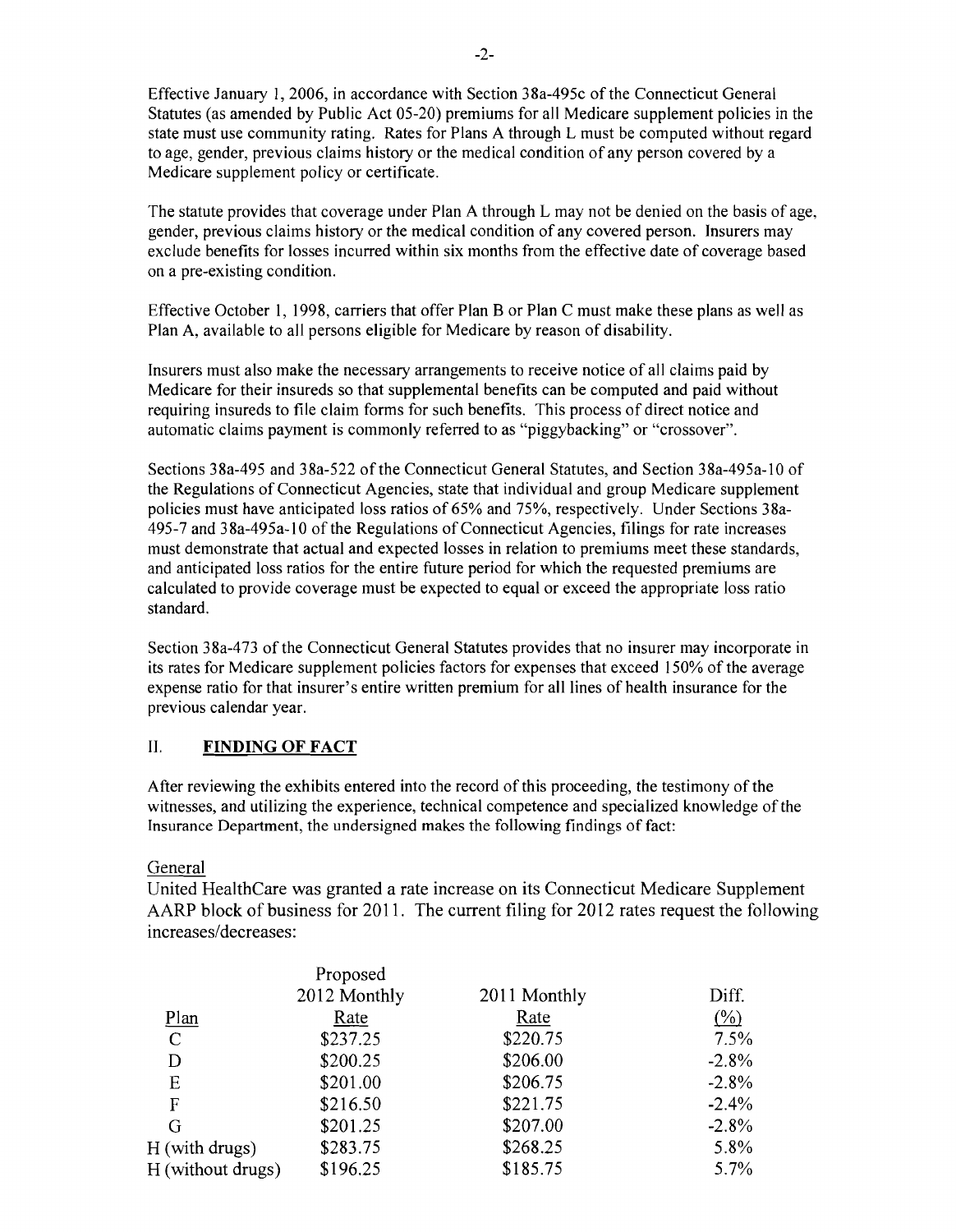Effective January 1, 2006, in accordance with Section 38a-495c of the Connecticut General Statutes (as amended by Public Act 05-20) premiums for all Medicare supplement policies in the state must use community rating. Rates for Plans A through L must be computed without regard to age, gender, previous claims history or the medical condition of any person covered by a Medicare supplement policy or certificate.

The statute provides that coverage under Plan A through L may not be denied on the basis of age, gender, previous claims history or the medical condition of any covered person. Insurers may exclude benefits for losses incurred within six months from the effective date of coverage based on a pre-existing condition.

Effective October 1, 1998, carriers that offer Plan B or Plan C must make these plans as well as Plan A, available to all persons eligible for Medicare by reason of disability.

Insurers must also make the necessary arrangements to receive notice of all claims paid by Medicare for their insureds so that supplemental benefits can be computed and paid without requiring insureds to file claim forms for such benefits. This process of direct notice and automatic claims payment is commonly referred to as "piggybacking" or "crossover".

Sections 38a-495 and 38a-522 of the Connecticut General Statutes, and Section 38a-495a-10 of the Regulations of Connecticut Agencies, state that individual and group Medicare supplement policies must have anticipated loss ratios of 65% and 75%, respectively. Under Sections 38a-495-7 and 38a-495a-10 of the Regulations of Connecticut Agencies, filings for rate increases must demonstrate that actual and expected losses in relation to premiums meet these standards, and anticipated loss ratios for the entire future period for which the requested premiums are calculated to provide coverage must be expected to equal or exceed the appropriate loss ratio standard.

Section 38a-473 of the Connecticut General Statutes provides that no insurer may incorporate in its rates for Medicare supplement policies factors for expenses that exceed 150% of the average expense ratio for that insurer's entire written premium for all lines of health insurance for the previous calendar year.

## II. FINDING OF FACT

After reviewing the exhibits entered into the record of this proceeding, the testimony of the witnesses, and utilizing the experience, technical competence and specialized knowledge of the Insurance Department, the undersigned makes the following findings of fact:

General

United HealthCare was granted a rate increase on its Connecticut Medicare Supplement AARP block of business for 2011. The current filing for 2012 rates request the following increases/decreases:

| Plan | Proposed 2012 Monthly Rate | 2011 Monthly Rate | Diff. (%) |
|---|---|---|---|
| C | $237.25 | $220.75 | 7.5% |
| D | $200.25 | $206.00 | -2.8% |
| E | $201.00 | $206.75 | -2.8% |
| F | $216.50 | $221.75 | -2.4% |
| G | $201.25 | $207.00 | -2.8% |
| H (with drugs) | $283.75 | $268.25 | 5.8% |
| H (without drugs) | $196.25 | $185.75 | 5.7% |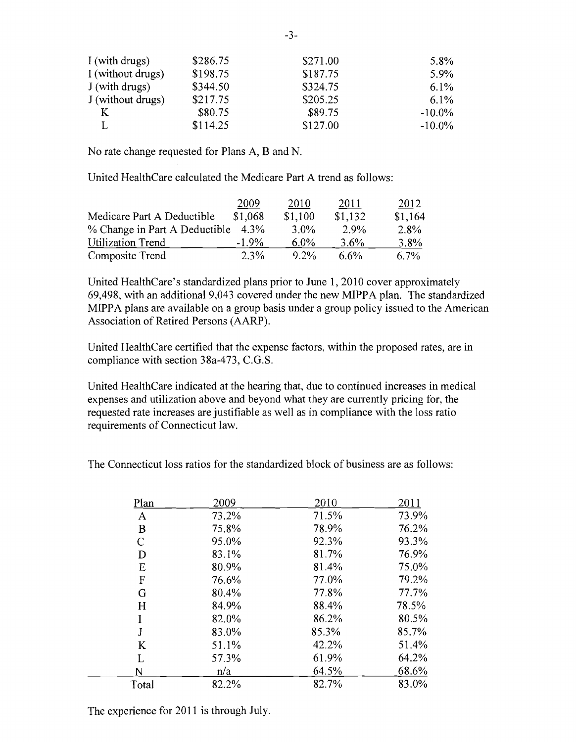| | | | |
|---|---|---|---|
| I (with drugs) | $286.75 | $271.00 | 5.8% |
| I (without drugs) | $198.75 | $187.75 | 5.9% |
| J (with drugs) | $344.50 | $324.75 | 6.1% |
| J (without drugs) | $217.75 | $205.25 | 6.1% |
| K | $80.75 | $89.75 | -10.0% |
| L | $114.25 | $127.00 | -10.0% |

No rate change requested for Plans A, B and N.

United HealthCare calculated the Medicare Part A trend as follows:

| | 2009 | 2010 | 2011 | 2012 |
|---|---|---|---|---|
| Medicare Part A Deductible | $1,068 | $1,100 | $1,132 | $1,164 |
| % Change in Part A Deductible | 4.3% | 3.0% | 2.9% | 2.8% |
| Utilization Trend | -1.9% | 6.0% | 3.6% | 3.8% |
| Composite Trend | 2.3% | 9.2% | 6.6% | 6.7% |

United HealthCare's standardized plans prior to June 1, 2010 cover approximately 69,498, with an additional 9,043 covered under the new MIPPA plan. The standardized MIPPA plans are available on a group basis under a group policy issued to the American Association of Retired Persons (AARP).

United HealthCare certified that the expense factors, within the proposed rates, are in compliance with section 38a-473, C.G.S.

United HealthCare indicated at the hearing that, due to continued increases in medical expenses and utilization above and beyond what they are currently pricing for, the requested rate increases are justifiable as well as in compliance with the loss ratio requirements of Connecticut law.

The Connecticut loss ratios for the standardized block of business are as follows:

| Plan | 2009 | 2010 | 2011 |
|---|---|---|---|
| A | 73.2% | 71.5% | 73.9% |
| B | 75.8% | 78.9% | 76.2% |
| C | 95.0% | 92.3% | 93.3% |
| D | 83.1% | 81.7% | 76.9% |
| E | 80.9% | 81.4% | 75.0% |
| F | 76.6% | 77.0% | 79.2% |
| G | 80.4% | 77.8% | 77.7% |
| H | 84.9% | 88.4% | 78.5% |
| I | 82.0% | 86.2% | 80.5% |
| J | 83.0% | 85.3% | 85.7% |
| K | 51.1% | 42.2% | 51.4% |
| L | 57.3% | 61.9% | 64.2% |
| N | n/a | 64.5% | 68.6% |
| Total | 82.2% | 82.7% | 83.0% |

The experience for 2011 is through July.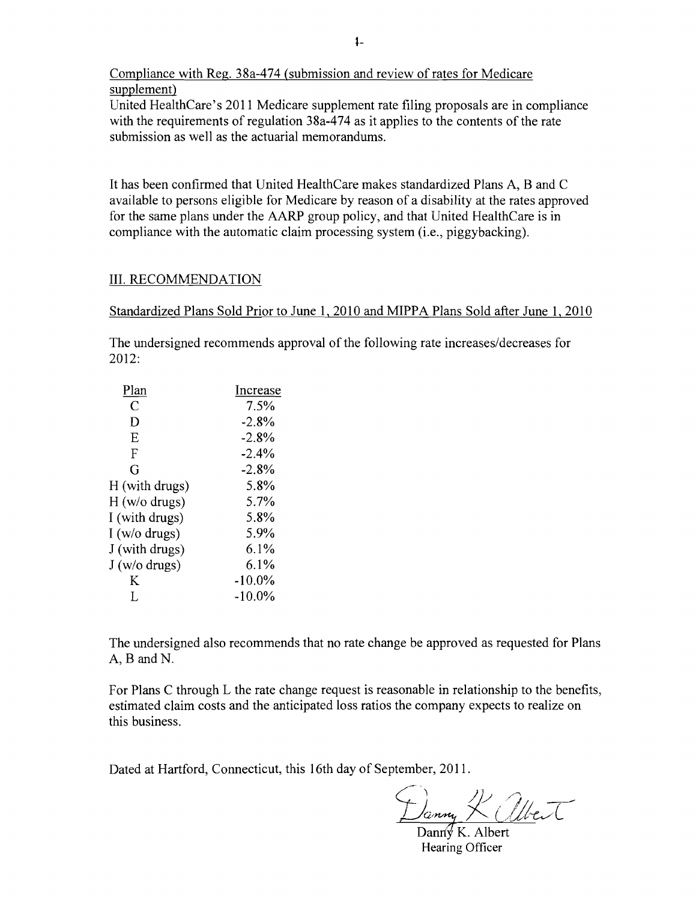Compliance with Reg. 38a-474 (submission and review of rates for Medicare supplement)

United HealthCare's 2011 Medicare supplement rate filing proposals are in compliance with the requirements of regulation 38a-474 as it applies to the contents of the rate submission as well as the actuarial memorandums.

It has been confirmed that United HealthCare makes standardized Plans A, B and C available to persons eligible for Medicare by reason of a disability at the rates approved for the same plans under the AARP group policy, and that United HealthCare is in compliance with the automatic claim processing system (i.e., piggybacking).

## III. RECOMMENDATION

Standardized Plans Sold Prior to June 1, 2010 and MIPPA Plans Sold after June 1, 2010

The undersigned recommends approval of the following rate increases/decreases for 2012:

| Plan | Increase |
|---|---|
| C | 7.5% |
| D | -2.8% |
| E | -2.8% |
| F | -2.4% |
| G | -2.8% |
| H (with drugs) | 5.8% |
| H (w/o drugs) | 5.7% |
| I (with drugs) | 5.8% |
| I (w/o drugs) | 5.9% |
| J (with drugs) | 6.1% |
| J (w/o drugs) | 6.1% |
| K | -10.0% |
| L | -10.0% |

The undersigned also recommends that no rate change be approved as requested for Plans A, B and N.

For Plans C through L the rate change request is reasonable in relationship to the benefits, estimated claim costs and the anticipated loss ratios the company expects to realize on this business.

Dated at Hartford, Connecticut, this 16th day of September, 2011.

Danny K. Albert
Hearing Officer